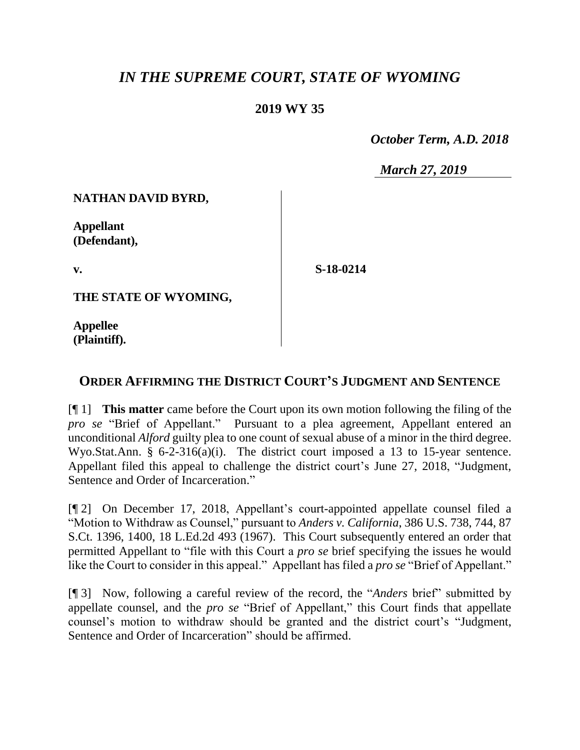# *IN THE SUPREME COURT, STATE OF WYOMING*

## 2019 WY 35

*October Term, A.D. 2018*

*March 27, 2019*

| | |
|---|---|
| **NATHAN DAVID BYRD,**<br><br>**Appellant (Defendant),**<br><br>**v.**<br><br>**THE STATE OF WYOMING,**<br><br>**Appellee (Plaintiff).** | **S-18-0214** |

## ORDER AFFIRMING THE DISTRICT COURT'S JUDGMENT AND SENTENCE

[¶ 1] **This matter** came before the Court upon its own motion following the filing of the *pro se* "Brief of Appellant." Pursuant to a plea agreement, Appellant entered an unconditional *Alford* guilty plea to one count of sexual abuse of a minor in the third degree. Wyo.Stat.Ann. § 6-2-316(a)(i). The district court imposed a 13 to 15-year sentence. Appellant filed this appeal to challenge the district court's June 27, 2018, "Judgment, Sentence and Order of Incarceration."

[¶ 2] On December 17, 2018, Appellant's court-appointed appellate counsel filed a "Motion to Withdraw as Counsel," pursuant to *Anders v. California*, 386 U.S. 738, 744, 87 S.Ct. 1396, 1400, 18 L.Ed.2d 493 (1967). This Court subsequently entered an order that permitted Appellant to "file with this Court a *pro se* brief specifying the issues he would like the Court to consider in this appeal." Appellant has filed a *pro se* "Brief of Appellant."

[¶ 3] Now, following a careful review of the record, the "*Anders* brief" submitted by appellate counsel, and the *pro se* "Brief of Appellant," this Court finds that appellate counsel's motion to withdraw should be granted and the district court's "Judgment, Sentence and Order of Incarceration" should be affirmed.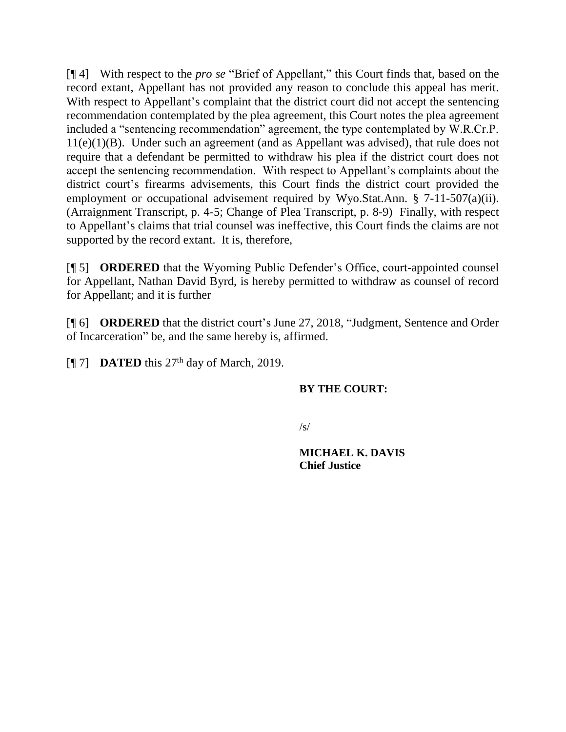[¶ 4] With respect to the *pro se* "Brief of Appellant," this Court finds that, based on the record extant, Appellant has not provided any reason to conclude this appeal has merit. With respect to Appellant's complaint that the district court did not accept the sentencing recommendation contemplated by the plea agreement, this Court notes the plea agreement included a "sentencing recommendation" agreement, the type contemplated by W.R.Cr.P. 11(e)(1)(B). Under such an agreement (and as Appellant was advised), that rule does not require that a defendant be permitted to withdraw his plea if the district court does not accept the sentencing recommendation. With respect to Appellant's complaints about the district court's firearms advisements, this Court finds the district court provided the employment or occupational advisement required by Wyo.Stat.Ann. § 7-11-507(a)(ii). (Arraignment Transcript, p. 4-5; Change of Plea Transcript, p. 8-9) Finally, with respect to Appellant's claims that trial counsel was ineffective, this Court finds the claims are not supported by the record extant. It is, therefore,

[¶ 5] **ORDERED** that the Wyoming Public Defender's Office, court-appointed counsel for Appellant, Nathan David Byrd, is hereby permitted to withdraw as counsel of record for Appellant; and it is further

[¶ 6] **ORDERED** that the district court's June 27, 2018, "Judgment, Sentence and Order of Incarceration" be, and the same hereby is, affirmed.

[¶ 7] **DATED** this 27th day of March, 2019.

**BY THE COURT:**

/s/

**MICHAEL K. DAVIS**
**Chief Justice**